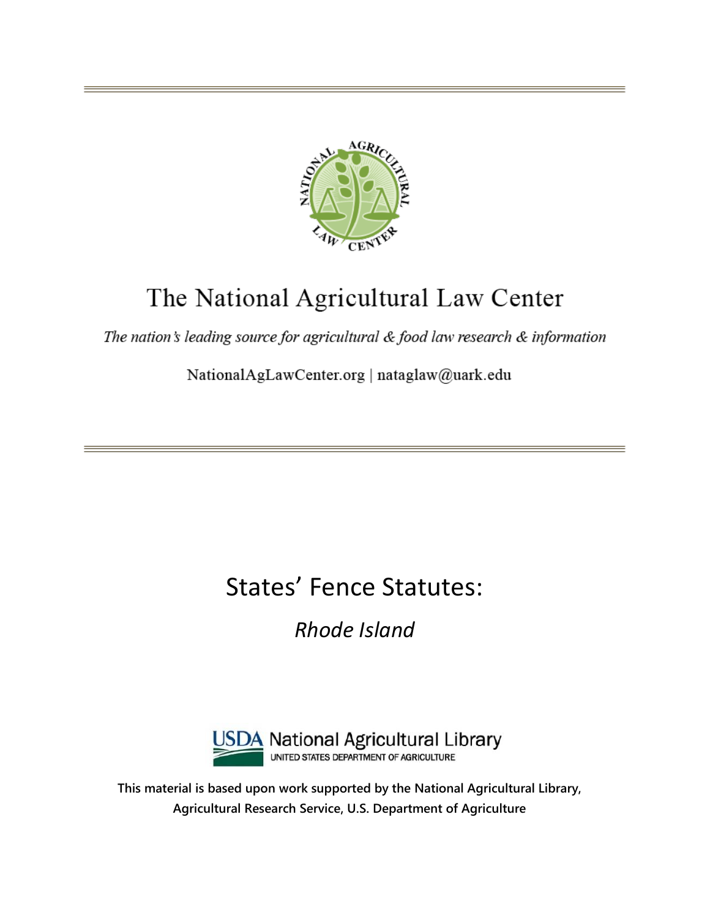# The National Agricultural Law Center

*The nation's leading source for agricultural & food law research & information*

NationalAgLawCenter.org | nataglaw@uark.edu

# States' Fence Statutes:

## *Rhode Island*

USDA National Agricultural Library
UNITED STATES DEPARTMENT OF AGRICULTURE

**This material is based upon work supported by the National Agricultural Library, Agricultural Research Service, U.S. Department of Agriculture**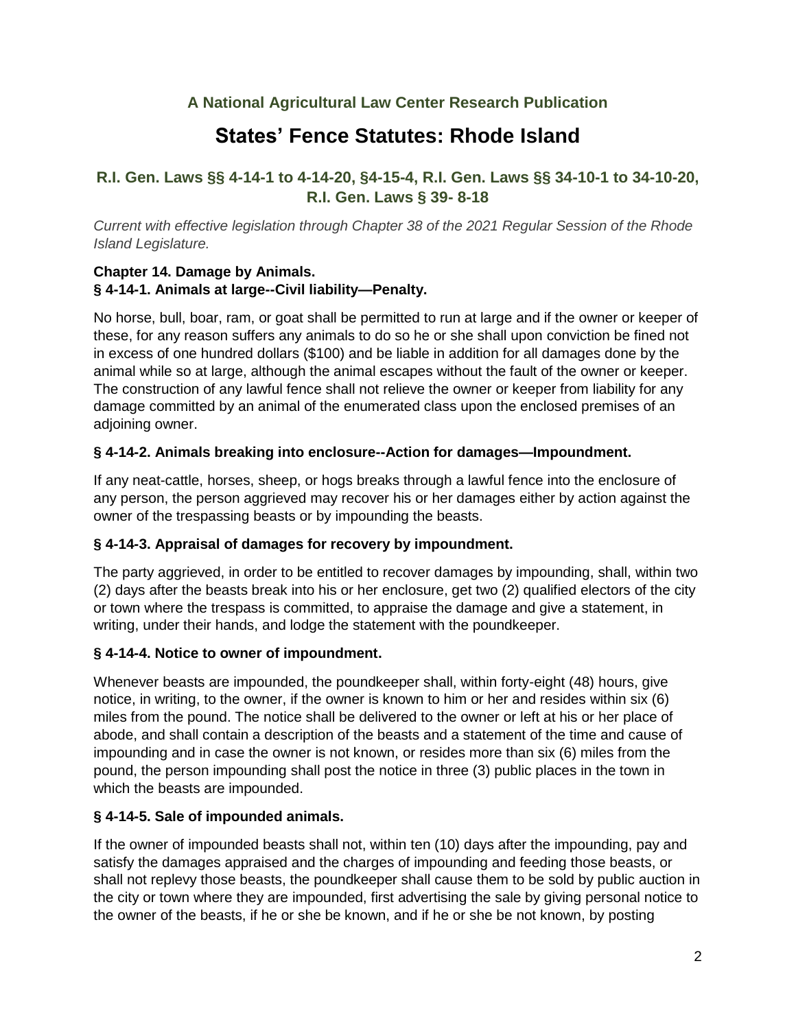**A National Agricultural Law Center Research Publication**

# States' Fence Statutes: Rhode Island

## R.I. Gen. Laws §§ 4-14-1 to 4-14-20, §4-15-4, R.I. Gen. Laws §§ 34-10-1 to 34-10-20, R.I. Gen. Laws § 39- 8-18

*Current with effective legislation through Chapter 38 of the 2021 Regular Session of the Rhode Island Legislature.*

**Chapter 14. Damage by Animals.**
**§ 4-14-1. Animals at large--Civil liability—Penalty.**

No horse, bull, boar, ram, or goat shall be permitted to run at large and if the owner or keeper of these, for any reason suffers any animals to do so he or she shall upon conviction be fined not in excess of one hundred dollars ($100) and be liable in addition for all damages done by the animal while so at large, although the animal escapes without the fault of the owner or keeper. The construction of any lawful fence shall not relieve the owner or keeper from liability for any damage committed by an animal of the enumerated class upon the enclosed premises of an adjoining owner.

**§ 4-14-2. Animals breaking into enclosure--Action for damages—Impoundment.**

If any neat-cattle, horses, sheep, or hogs breaks through a lawful fence into the enclosure of any person, the person aggrieved may recover his or her damages either by action against the owner of the trespassing beasts or by impounding the beasts.

**§ 4-14-3. Appraisal of damages for recovery by impoundment.**

The party aggrieved, in order to be entitled to recover damages by impounding, shall, within two (2) days after the beasts break into his or her enclosure, get two (2) qualified electors of the city or town where the trespass is committed, to appraise the damage and give a statement, in writing, under their hands, and lodge the statement with the poundkeeper.

**§ 4-14-4. Notice to owner of impoundment.**

Whenever beasts are impounded, the poundkeeper shall, within forty-eight (48) hours, give notice, in writing, to the owner, if the owner is known to him or her and resides within six (6) miles from the pound. The notice shall be delivered to the owner or left at his or her place of abode, and shall contain a description of the beasts and a statement of the time and cause of impounding and in case the owner is not known, or resides more than six (6) miles from the pound, the person impounding shall post the notice in three (3) public places in the town in which the beasts are impounded.

**§ 4-14-5. Sale of impounded animals.**

If the owner of impounded beasts shall not, within ten (10) days after the impounding, pay and satisfy the damages appraised and the charges of impounding and feeding those beasts, or shall not replevy those beasts, the poundkeeper shall cause them to be sold by public auction in the city or town where they are impounded, first advertising the sale by giving personal notice to the owner of the beasts, if he or she be known, and if he or she be not known, by posting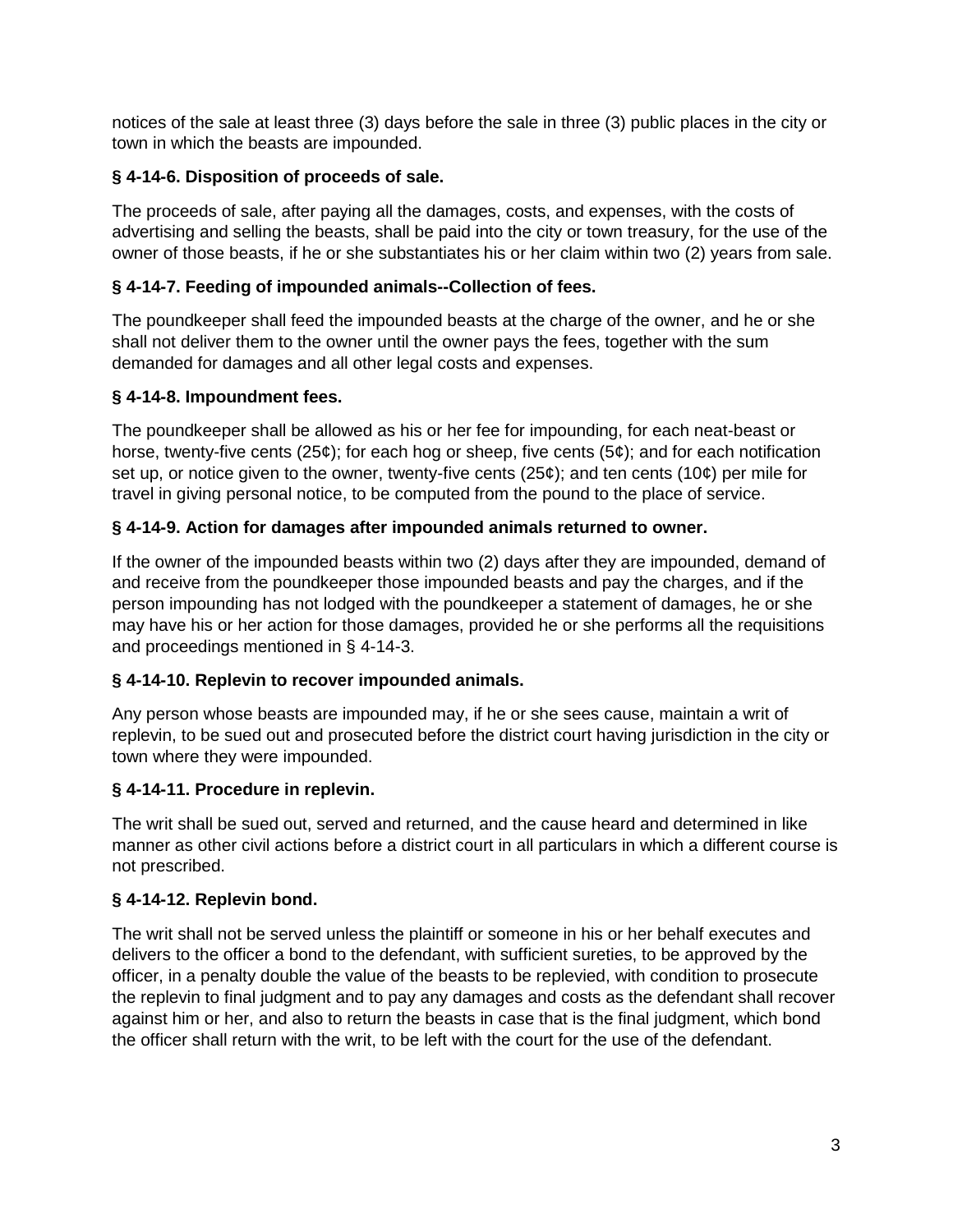notices of the sale at least three (3) days before the sale in three (3) public places in the city or town in which the beasts are impounded.

**§ 4-14-6. Disposition of proceeds of sale.**

The proceeds of sale, after paying all the damages, costs, and expenses, with the costs of advertising and selling the beasts, shall be paid into the city or town treasury, for the use of the owner of those beasts, if he or she substantiates his or her claim within two (2) years from sale.

**§ 4-14-7. Feeding of impounded animals--Collection of fees.**

The poundkeeper shall feed the impounded beasts at the charge of the owner, and he or she shall not deliver them to the owner until the owner pays the fees, together with the sum demanded for damages and all other legal costs and expenses.

**§ 4-14-8. Impoundment fees.**

The poundkeeper shall be allowed as his or her fee for impounding, for each neat-beast or horse, twenty-five cents (25¢); for each hog or sheep, five cents (5¢); and for each notification set up, or notice given to the owner, twenty-five cents (25¢); and ten cents (10¢) per mile for travel in giving personal notice, to be computed from the pound to the place of service.

**§ 4-14-9. Action for damages after impounded animals returned to owner.**

If the owner of the impounded beasts within two (2) days after they are impounded, demand of and receive from the poundkeeper those impounded beasts and pay the charges, and if the person impounding has not lodged with the poundkeeper a statement of damages, he or she may have his or her action for those damages, provided he or she performs all the requisitions and proceedings mentioned in § 4-14-3.

**§ 4-14-10. Replevin to recover impounded animals.**

Any person whose beasts are impounded may, if he or she sees cause, maintain a writ of replevin, to be sued out and prosecuted before the district court having jurisdiction in the city or town where they were impounded.

**§ 4-14-11. Procedure in replevin.**

The writ shall be sued out, served and returned, and the cause heard and determined in like manner as other civil actions before a district court in all particulars in which a different course is not prescribed.

**§ 4-14-12. Replevin bond.**

The writ shall not be served unless the plaintiff or someone in his or her behalf executes and delivers to the officer a bond to the defendant, with sufficient sureties, to be approved by the officer, in a penalty double the value of the beasts to be replevied, with condition to prosecute the replevin to final judgment and to pay any damages and costs as the defendant shall recover against him or her, and also to return the beasts in case that is the final judgment, which bond the officer shall return with the writ, to be left with the court for the use of the defendant.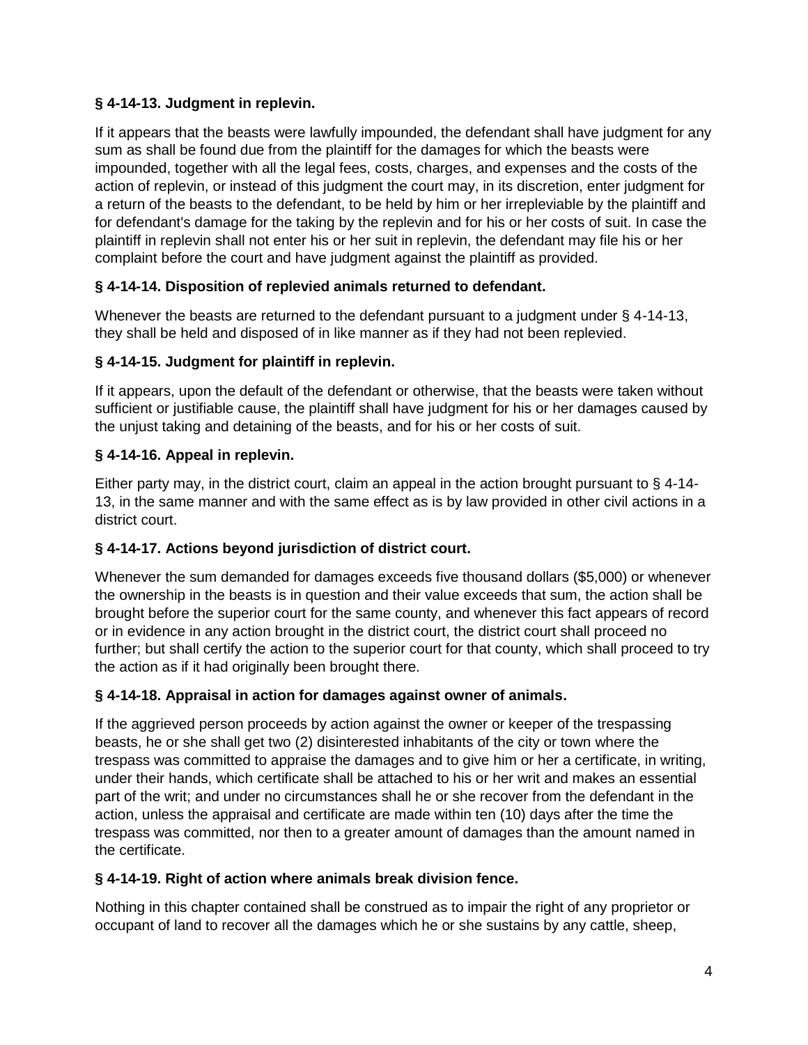### § 4-14-13. Judgment in replevin.

If it appears that the beasts were lawfully impounded, the defendant shall have judgment for any sum as shall be found due from the plaintiff for the damages for which the beasts were impounded, together with all the legal fees, costs, charges, and expenses and the costs of the action of replevin, or instead of this judgment the court may, in its discretion, enter judgment for a return of the beasts to the defendant, to be held by him or her irrepleviable by the plaintiff and for defendant's damage for the taking by the replevin and for his or her costs of suit. In case the plaintiff in replevin shall not enter his or her suit in replevin, the defendant may file his or her complaint before the court and have judgment against the plaintiff as provided.

### § 4-14-14. Disposition of replevied animals returned to defendant.

Whenever the beasts are returned to the defendant pursuant to a judgment under § 4-14-13, they shall be held and disposed of in like manner as if they had not been replevied.

### § 4-14-15. Judgment for plaintiff in replevin.

If it appears, upon the default of the defendant or otherwise, that the beasts were taken without sufficient or justifiable cause, the plaintiff shall have judgment for his or her damages caused by the unjust taking and detaining of the beasts, and for his or her costs of suit.

### § 4-14-16. Appeal in replevin.

Either party may, in the district court, claim an appeal in the action brought pursuant to § 4-14-13, in the same manner and with the same effect as is by law provided in other civil actions in a district court.

### § 4-14-17. Actions beyond jurisdiction of district court.

Whenever the sum demanded for damages exceeds five thousand dollars ($5,000) or whenever the ownership in the beasts is in question and their value exceeds that sum, the action shall be brought before the superior court for the same county, and whenever this fact appears of record or in evidence in any action brought in the district court, the district court shall proceed no further; but shall certify the action to the superior court for that county, which shall proceed to try the action as if it had originally been brought there.

### § 4-14-18. Appraisal in action for damages against owner of animals.

If the aggrieved person proceeds by action against the owner or keeper of the trespassing beasts, he or she shall get two (2) disinterested inhabitants of the city or town where the trespass was committed to appraise the damages and to give him or her a certificate, in writing, under their hands, which certificate shall be attached to his or her writ and makes an essential part of the writ; and under no circumstances shall he or she recover from the defendant in the action, unless the appraisal and certificate are made within ten (10) days after the time the trespass was committed, nor then to a greater amount of damages than the amount named in the certificate.

### § 4-14-19. Right of action where animals break division fence.

Nothing in this chapter contained shall be construed as to impair the right of any proprietor or occupant of land to recover all the damages which he or she sustains by any cattle, sheep,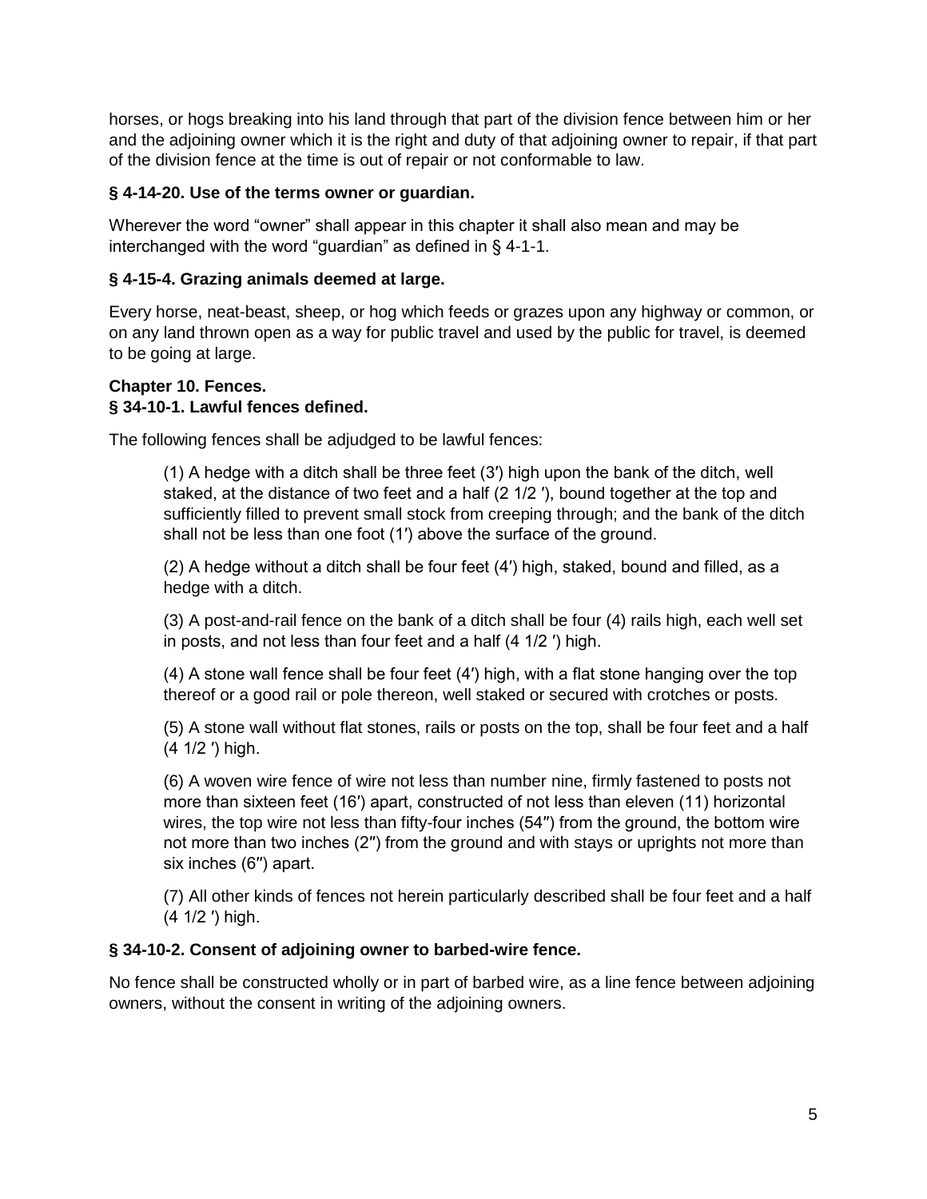horses, or hogs breaking into his land through that part of the division fence between him or her and the adjoining owner which it is the right and duty of that adjoining owner to repair, if that part of the division fence at the time is out of repair or not conformable to law.

**§ 4-14-20. Use of the terms owner or guardian.**

Wherever the word "owner" shall appear in this chapter it shall also mean and may be interchanged with the word "guardian" as defined in § 4-1-1.

**§ 4-15-4. Grazing animals deemed at large.**

Every horse, neat-beast, sheep, or hog which feeds or grazes upon any highway or common, or on any land thrown open as a way for public travel and used by the public for travel, is deemed to be going at large.

**Chapter 10. Fences.**
**§ 34-10-1. Lawful fences defined.**

The following fences shall be adjudged to be lawful fences:

> (1) A hedge with a ditch shall be three feet (3′) high upon the bank of the ditch, well staked, at the distance of two feet and a half (2 1/2 ′), bound together at the top and sufficiently filled to prevent small stock from creeping through; and the bank of the ditch shall not be less than one foot (1′) above the surface of the ground.
>
> (2) A hedge without a ditch shall be four feet (4′) high, staked, bound and filled, as a hedge with a ditch.
>
> (3) A post-and-rail fence on the bank of a ditch shall be four (4) rails high, each well set in posts, and not less than four feet and a half (4 1/2 ′) high.
>
> (4) A stone wall fence shall be four feet (4′) high, with a flat stone hanging over the top thereof or a good rail or pole thereon, well staked or secured with crotches or posts.
>
> (5) A stone wall without flat stones, rails or posts on the top, shall be four feet and a half (4 1/2 ′) high.
>
> (6) A woven wire fence of wire not less than number nine, firmly fastened to posts not more than sixteen feet (16′) apart, constructed of not less than eleven (11) horizontal wires, the top wire not less than fifty-four inches (54″) from the ground, the bottom wire not more than two inches (2″) from the ground and with stays or uprights not more than six inches (6″) apart.
>
> (7) All other kinds of fences not herein particularly described shall be four feet and a half (4 1/2 ′) high.

**§ 34-10-2. Consent of adjoining owner to barbed-wire fence.**

No fence shall be constructed wholly or in part of barbed wire, as a line fence between adjoining owners, without the consent in writing of the adjoining owners.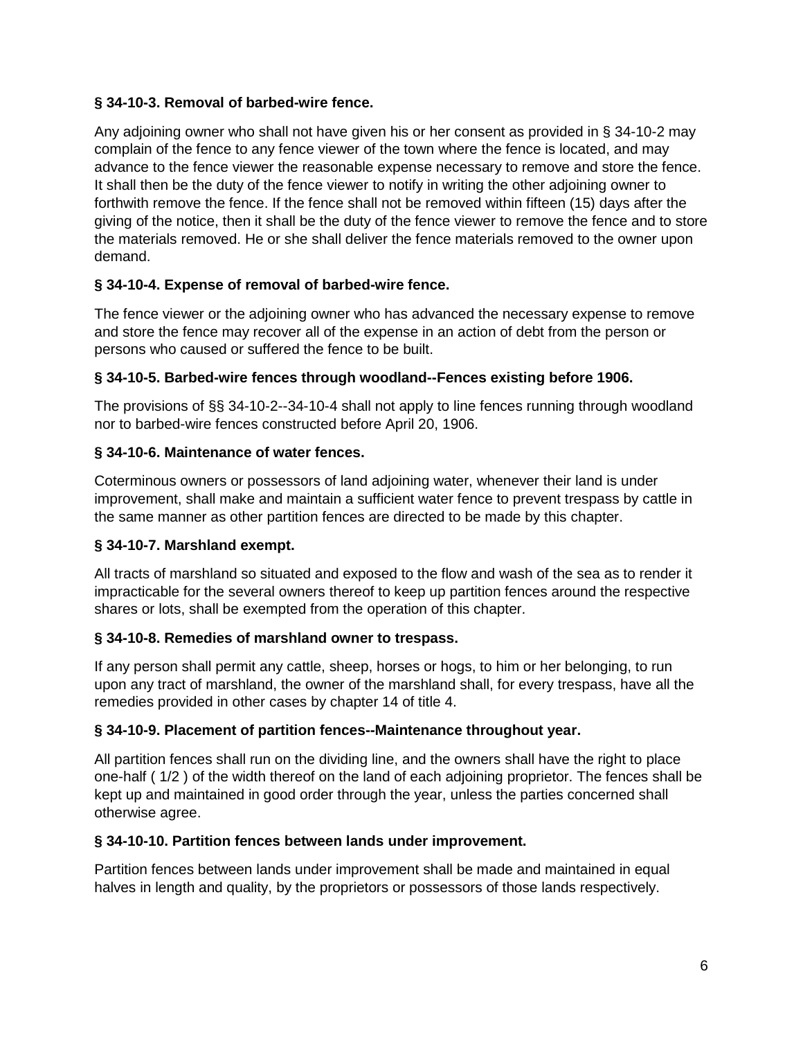### § 34-10-3. Removal of barbed-wire fence.

Any adjoining owner who shall not have given his or her consent as provided in § 34-10-2 may complain of the fence to any fence viewer of the town where the fence is located, and may advance to the fence viewer the reasonable expense necessary to remove and store the fence. It shall then be the duty of the fence viewer to notify in writing the other adjoining owner to forthwith remove the fence. If the fence shall not be removed within fifteen (15) days after the giving of the notice, then it shall be the duty of the fence viewer to remove the fence and to store the materials removed. He or she shall deliver the fence materials removed to the owner upon demand.

### § 34-10-4. Expense of removal of barbed-wire fence.

The fence viewer or the adjoining owner who has advanced the necessary expense to remove and store the fence may recover all of the expense in an action of debt from the person or persons who caused or suffered the fence to be built.

### § 34-10-5. Barbed-wire fences through woodland--Fences existing before 1906.

The provisions of §§ 34-10-2--34-10-4 shall not apply to line fences running through woodland nor to barbed-wire fences constructed before April 20, 1906.

### § 34-10-6. Maintenance of water fences.

Coterminous owners or possessors of land adjoining water, whenever their land is under improvement, shall make and maintain a sufficient water fence to prevent trespass by cattle in the same manner as other partition fences are directed to be made by this chapter.

### § 34-10-7. Marshland exempt.

All tracts of marshland so situated and exposed to the flow and wash of the sea as to render it impracticable for the several owners thereof to keep up partition fences around the respective shares or lots, shall be exempted from the operation of this chapter.

### § 34-10-8. Remedies of marshland owner to trespass.

If any person shall permit any cattle, sheep, horses or hogs, to him or her belonging, to run upon any tract of marshland, the owner of the marshland shall, for every trespass, have all the remedies provided in other cases by chapter 14 of title 4.

### § 34-10-9. Placement of partition fences--Maintenance throughout year.

All partition fences shall run on the dividing line, and the owners shall have the right to place one-half ( 1/2 ) of the width thereof on the land of each adjoining proprietor. The fences shall be kept up and maintained in good order through the year, unless the parties concerned shall otherwise agree.

### § 34-10-10. Partition fences between lands under improvement.

Partition fences between lands under improvement shall be made and maintained in equal halves in length and quality, by the proprietors or possessors of those lands respectively.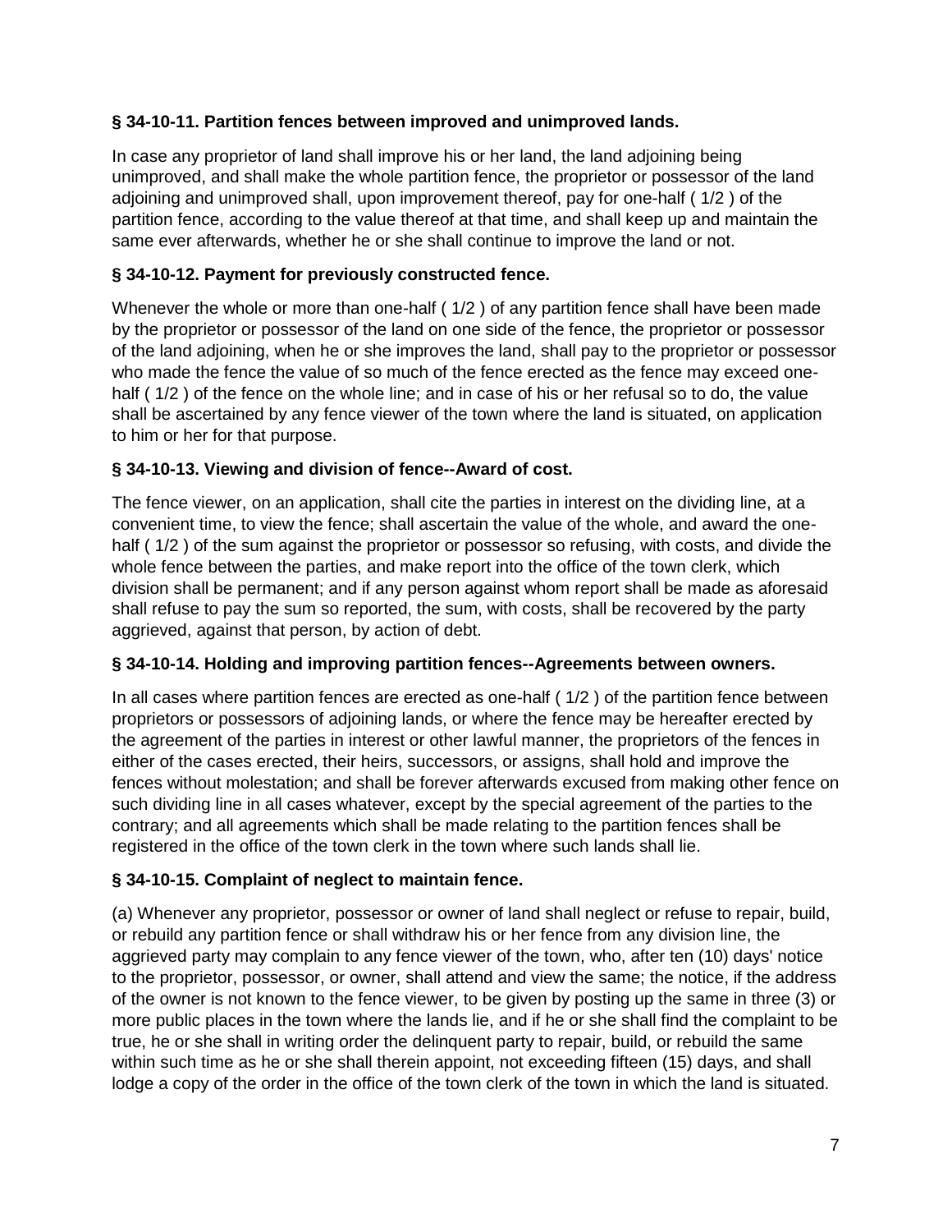**§ 34-10-11. Partition fences between improved and unimproved lands.**

In case any proprietor of land shall improve his or her land, the land adjoining being unimproved, and shall make the whole partition fence, the proprietor or possessor of the land adjoining and unimproved shall, upon improvement thereof, pay for one-half ( 1/2 ) of the partition fence, according to the value thereof at that time, and shall keep up and maintain the same ever afterwards, whether he or she shall continue to improve the land or not.

**§ 34-10-12. Payment for previously constructed fence.**

Whenever the whole or more than one-half ( 1/2 ) of any partition fence shall have been made by the proprietor or possessor of the land on one side of the fence, the proprietor or possessor of the land adjoining, when he or she improves the land, shall pay to the proprietor or possessor who made the fence the value of so much of the fence erected as the fence may exceed one-half ( 1/2 ) of the fence on the whole line; and in case of his or her refusal so to do, the value shall be ascertained by any fence viewer of the town where the land is situated, on application to him or her for that purpose.

**§ 34-10-13. Viewing and division of fence--Award of cost.**

The fence viewer, on an application, shall cite the parties in interest on the dividing line, at a convenient time, to view the fence; shall ascertain the value of the whole, and award the one-half ( 1/2 ) of the sum against the proprietor or possessor so refusing, with costs, and divide the whole fence between the parties, and make report into the office of the town clerk, which division shall be permanent; and if any person against whom report shall be made as aforesaid shall refuse to pay the sum so reported, the sum, with costs, shall be recovered by the party aggrieved, against that person, by action of debt.

**§ 34-10-14. Holding and improving partition fences--Agreements between owners.**

In all cases where partition fences are erected as one-half ( 1/2 ) of the partition fence between proprietors or possessors of adjoining lands, or where the fence may be hereafter erected by the agreement of the parties in interest or other lawful manner, the proprietors of the fences in either of the cases erected, their heirs, successors, or assigns, shall hold and improve the fences without molestation; and shall be forever afterwards excused from making other fence on such dividing line in all cases whatever, except by the special agreement of the parties to the contrary; and all agreements which shall be made relating to the partition fences shall be registered in the office of the town clerk in the town where such lands shall lie.

**§ 34-10-15. Complaint of neglect to maintain fence.**

(a) Whenever any proprietor, possessor or owner of land shall neglect or refuse to repair, build, or rebuild any partition fence or shall withdraw his or her fence from any division line, the aggrieved party may complain to any fence viewer of the town, who, after ten (10) days' notice to the proprietor, possessor, or owner, shall attend and view the same; the notice, if the address of the owner is not known to the fence viewer, to be given by posting up the same in three (3) or more public places in the town where the lands lie, and if he or she shall find the complaint to be true, he or she shall in writing order the delinquent party to repair, build, or rebuild the same within such time as he or she shall therein appoint, not exceeding fifteen (15) days, and shall lodge a copy of the order in the office of the town clerk of the town in which the land is situated.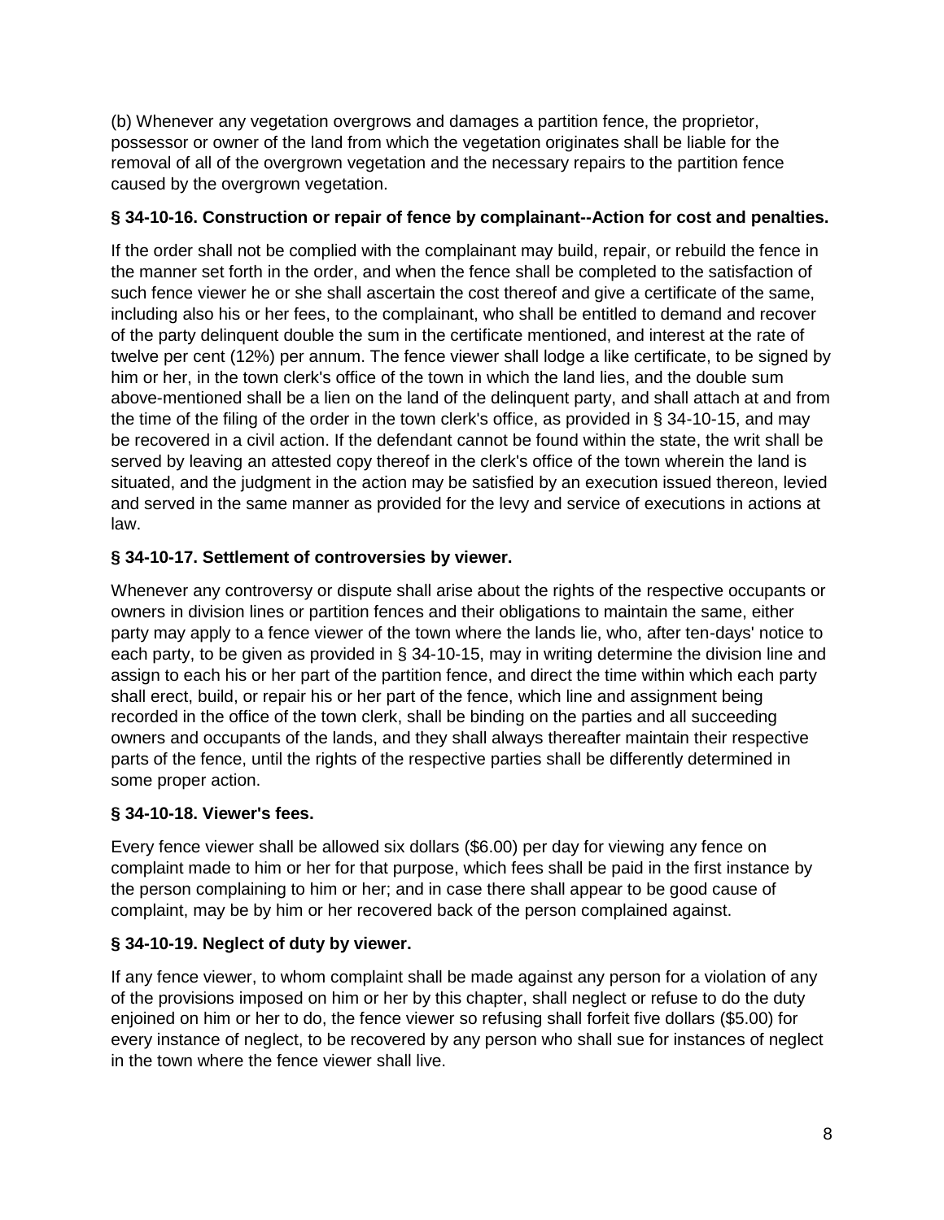(b) Whenever any vegetation overgrows and damages a partition fence, the proprietor, possessor or owner of the land from which the vegetation originates shall be liable for the removal of all of the overgrown vegetation and the necessary repairs to the partition fence caused by the overgrown vegetation.

**§ 34-10-16. Construction or repair of fence by complainant--Action for cost and penalties.**

If the order shall not be complied with the complainant may build, repair, or rebuild the fence in the manner set forth in the order, and when the fence shall be completed to the satisfaction of such fence viewer he or she shall ascertain the cost thereof and give a certificate of the same, including also his or her fees, to the complainant, who shall be entitled to demand and recover of the party delinquent double the sum in the certificate mentioned, and interest at the rate of twelve per cent (12%) per annum. The fence viewer shall lodge a like certificate, to be signed by him or her, in the town clerk's office of the town in which the land lies, and the double sum above-mentioned shall be a lien on the land of the delinquent party, and shall attach at and from the time of the filing of the order in the town clerk's office, as provided in § 34-10-15, and may be recovered in a civil action. If the defendant cannot be found within the state, the writ shall be served by leaving an attested copy thereof in the clerk's office of the town wherein the land is situated, and the judgment in the action may be satisfied by an execution issued thereon, levied and served in the same manner as provided for the levy and service of executions in actions at law.

**§ 34-10-17. Settlement of controversies by viewer.**

Whenever any controversy or dispute shall arise about the rights of the respective occupants or owners in division lines or partition fences and their obligations to maintain the same, either party may apply to a fence viewer of the town where the lands lie, who, after ten-days' notice to each party, to be given as provided in § 34-10-15, may in writing determine the division line and assign to each his or her part of the partition fence, and direct the time within which each party shall erect, build, or repair his or her part of the fence, which line and assignment being recorded in the office of the town clerk, shall be binding on the parties and all succeeding owners and occupants of the lands, and they shall always thereafter maintain their respective parts of the fence, until the rights of the respective parties shall be differently determined in some proper action.

**§ 34-10-18. Viewer's fees.**

Every fence viewer shall be allowed six dollars ($6.00) per day for viewing any fence on complaint made to him or her for that purpose, which fees shall be paid in the first instance by the person complaining to him or her; and in case there shall appear to be good cause of complaint, may be by him or her recovered back of the person complained against.

**§ 34-10-19. Neglect of duty by viewer.**

If any fence viewer, to whom complaint shall be made against any person for a violation of any of the provisions imposed on him or her by this chapter, shall neglect or refuse to do the duty enjoined on him or her to do, the fence viewer so refusing shall forfeit five dollars ($5.00) for every instance of neglect, to be recovered by any person who shall sue for instances of neglect in the town where the fence viewer shall live.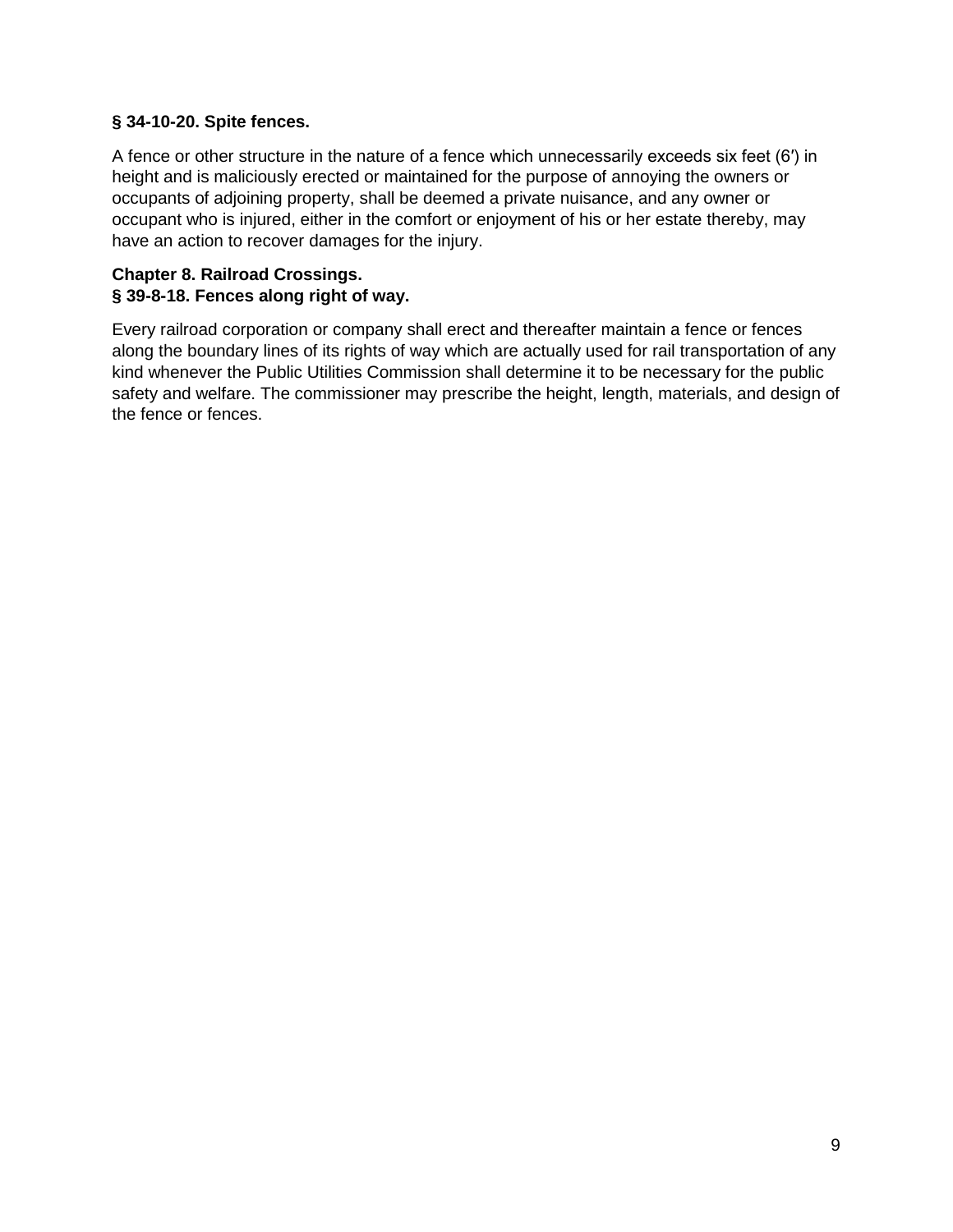**§ 34-10-20. Spite fences.**

A fence or other structure in the nature of a fence which unnecessarily exceeds six feet (6′) in height and is maliciously erected or maintained for the purpose of annoying the owners or occupants of adjoining property, shall be deemed a private nuisance, and any owner or occupant who is injured, either in the comfort or enjoyment of his or her estate thereby, may have an action to recover damages for the injury.

**Chapter 8. Railroad Crossings.**
**§ 39-8-18. Fences along right of way.**

Every railroad corporation or company shall erect and thereafter maintain a fence or fences along the boundary lines of its rights of way which are actually used for rail transportation of any kind whenever the Public Utilities Commission shall determine it to be necessary for the public safety and welfare. The commissioner may prescribe the height, length, materials, and design of the fence or fences.